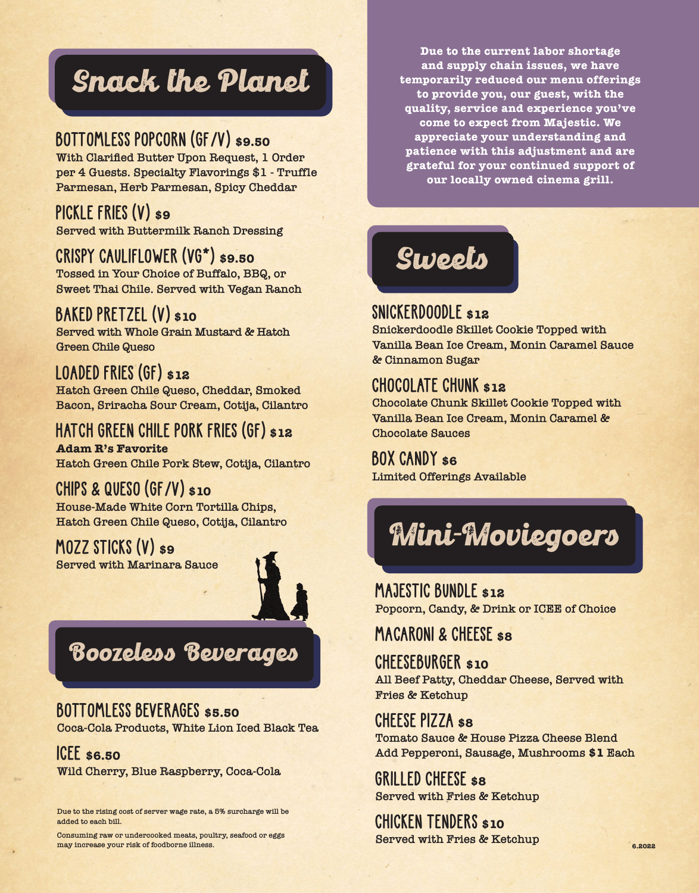## Snack the Planet

### BOTTOMLESS POPCORN (GF/V) $9.50
With Clarified Butter Upon Request, 1 Order per 4 Guests. Specialty Flavorings $1 - Truffle Parmesan, Herb Parmesan, Spicy Cheddar

### PICKLE FRIES (V) $9
Served with Buttermilk Ranch Dressing

### CRISPY CAULIFLOWER (VG*) $9.50
Tossed in Your Choice of Buffalo, BBQ, or Sweet Thai Chile. Served with Vegan Ranch

### BAKED PRETZEL (V) $10
Served with Whole Grain Mustard & Hatch Green Chile Queso

### LOADED FRIES (GF) $12
Hatch Green Chile Queso, Cheddar, Smoked Bacon, Sriracha Sour Cream, Cotija, Cilantro

### HATCH GREEN CHILE PORK FRIES (GF) $12
**Adam R's Favorite**
Hatch Green Chile Pork Stew, Cotija, Cilantro

### CHIPS & QUESO (GF/V) $10
House-Made White Corn Tortilla Chips, Hatch Green Chile Queso, Cotija, Cilantro

### MOZZ STICKS (V) $9
Served with Marinara Sauce

## Boozeless Beverages

### BOTTOMLESS BEVERAGES $5.50
Coca-Cola Products, White Lion Iced Black Tea

### ICEE $6.50
Wild Cherry, Blue Raspberry, Coca-Cola

Due to the rising cost of server wage rate, a 5% surcharge will be added to each bill.

Consuming raw or undercooked meats, poultry, seafood or eggs may increase your risk of foodborne illness.

**Due to the current labor shortage and supply chain issues, we have temporarily reduced our menu offerings to provide you, our guest, with the quality, service and experience you've come to expect from Majestic. We appreciate your understanding and patience with this adjustment and are grateful for your continued support of our locally owned cinema grill.**

## Sweets

### SNICKERDOODLE $12
Snickerdoodle Skillet Cookie Topped with Vanilla Bean Ice Cream, Monin Caramel Sauce & Cinnamon Sugar

### CHOCOLATE CHUNK $12
Chocolate Chunk Skillet Cookie Topped with Vanilla Bean Ice Cream, Monin Caramel & Chocolate Sauces

### BOX CANDY $6
Limited Offerings Available

## Mini-Moviegoers

### MAJESTIC BUNDLE $12
Popcorn, Candy, & Drink or ICEE of Choice

### MACARONI & CHEESE $8

### CHEESEBURGER $10
All Beef Patty, Cheddar Cheese, Served with Fries & Ketchup

### CHEESE PIZZA $8
Tomato Sauce & House Pizza Cheese Blend
Add Pepperoni, Sausage, Mushrooms **$1** Each

### GRILLED CHEESE $8
Served with Fries & Ketchup

### CHICKEN TENDERS $10
Served with Fries & Ketchup

6.2022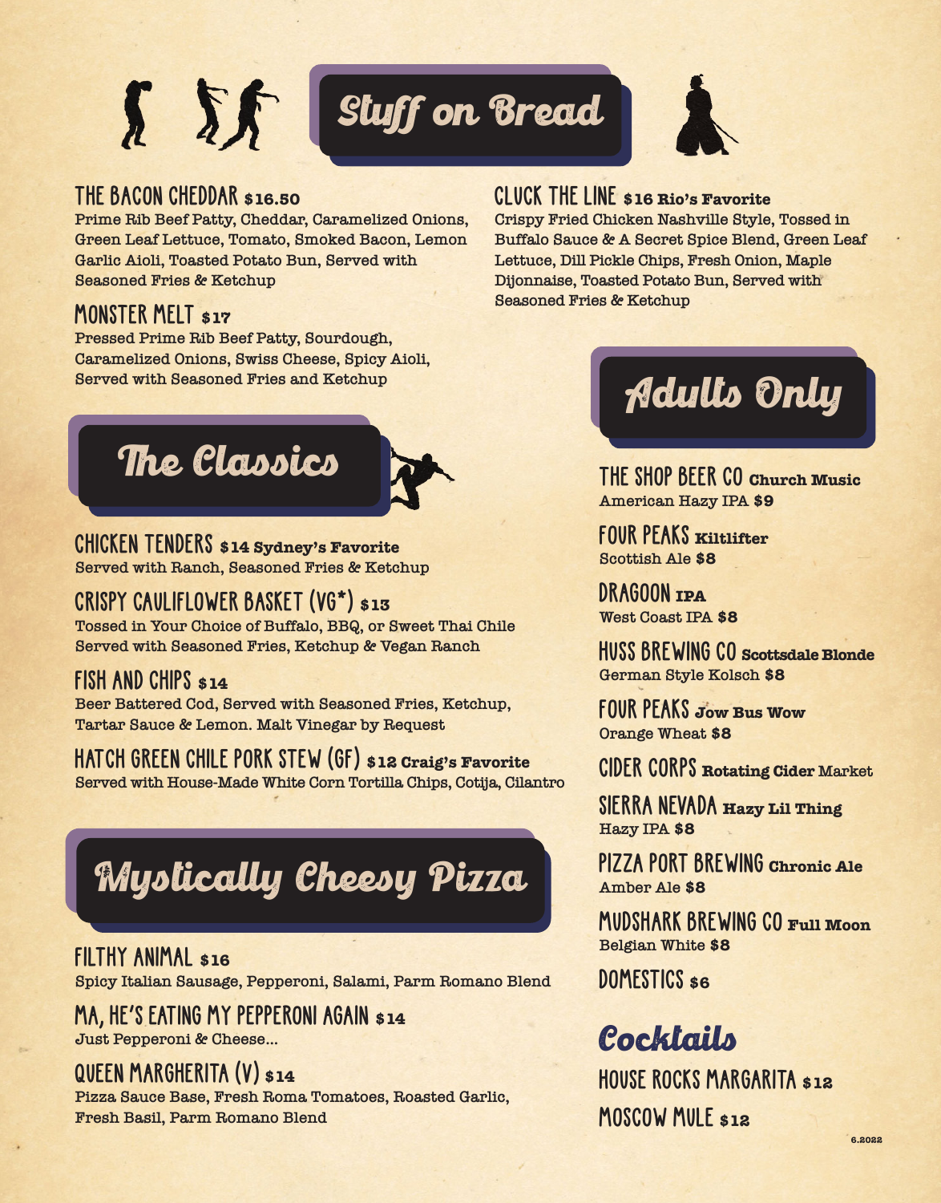## Stuff on Bread

### THE BACON CHEDDAR **$16.50**
Prime Rib Beef Patty, Cheddar, Caramelized Onions, Green Leaf Lettuce, Tomato, Smoked Bacon, Lemon Garlic Aioli, Toasted Potato Bun, Served with Seasoned Fries & Ketchup

### MONSTER MELT **$17**
Pressed Prime Rib Beef Patty, Sourdough, Caramelized Onions, Swiss Cheese, Spicy Aioli, Served with Seasoned Fries and Ketchup

### CLUCK THE LINE **$16 Rio's Favorite**
Crispy Fried Chicken Nashville Style, Tossed in Buffalo Sauce & A Secret Spice Blend, Green Leaf Lettuce, Dill Pickle Chips, Fresh Onion, Maple Dijonnaise, Toasted Potato Bun, Served with Seasoned Fries & Ketchup

## The Classics

### CHICKEN TENDERS **$14 Sydney's Favorite**
Served with Ranch, Seasoned Fries & Ketchup

### CRISPY CAULIFLOWER BASKET (VG*) **$13**
Tossed in Your Choice of Buffalo, BBQ, or Sweet Thai Chile Served with Seasoned Fries, Ketchup & Vegan Ranch

### FISH AND CHIPS **$14**
Beer Battered Cod, Served with Seasoned Fries, Ketchup, Tartar Sauce & Lemon. Malt Vinegar by Request

### HATCH GREEN CHILE PORK STEW (GF) **$12 Craig's Favorite**
Served with House-Made White Corn Tortilla Chips, Cotija, Cilantro

## Mystically Cheesy Pizza

### FILTHY ANIMAL **$16**
Spicy Italian Sausage, Pepperoni, Salami, Parm Romano Blend

### MA, HE'S EATING MY PEPPERONI AGAIN **$14**
Just Pepperoni & Cheese...

### QUEEN MARGHERITA (V) **$14**
Pizza Sauce Base, Fresh Roma Tomatoes, Roasted Garlic, Fresh Basil, Parm Romano Blend

## Adults Only

### THE SHOP BEER CO **Church Music**
American Hazy IPA **$9**

### FOUR PEAKS **Kiltlifter**
Scottish Ale **$8**

### DRAGOON **IPA**
West Coast IPA **$8**

### HUSS BREWING CO **Scottsdale Blonde**
German Style Kolsch **$8**

### FOUR PEAKS **Jow Bus Wow**
Orange Wheat **$8**

### CIDER CORPS **Rotating Cider** Market

### SIERRA NEVADA **Hazy Lil Thing**
Hazy IPA **$8**

### PIZZA PORT BREWING **Chronic Ale**
Amber Ale **$8**

### MUDSHARK BREWING CO **Full Moon**
Belgian White **$8**

### DOMESTICS **$6**

## Cocktails

### HOUSE ROCKS MARGARITA **$12**

### MOSCOW MULE **$12**

6.2022